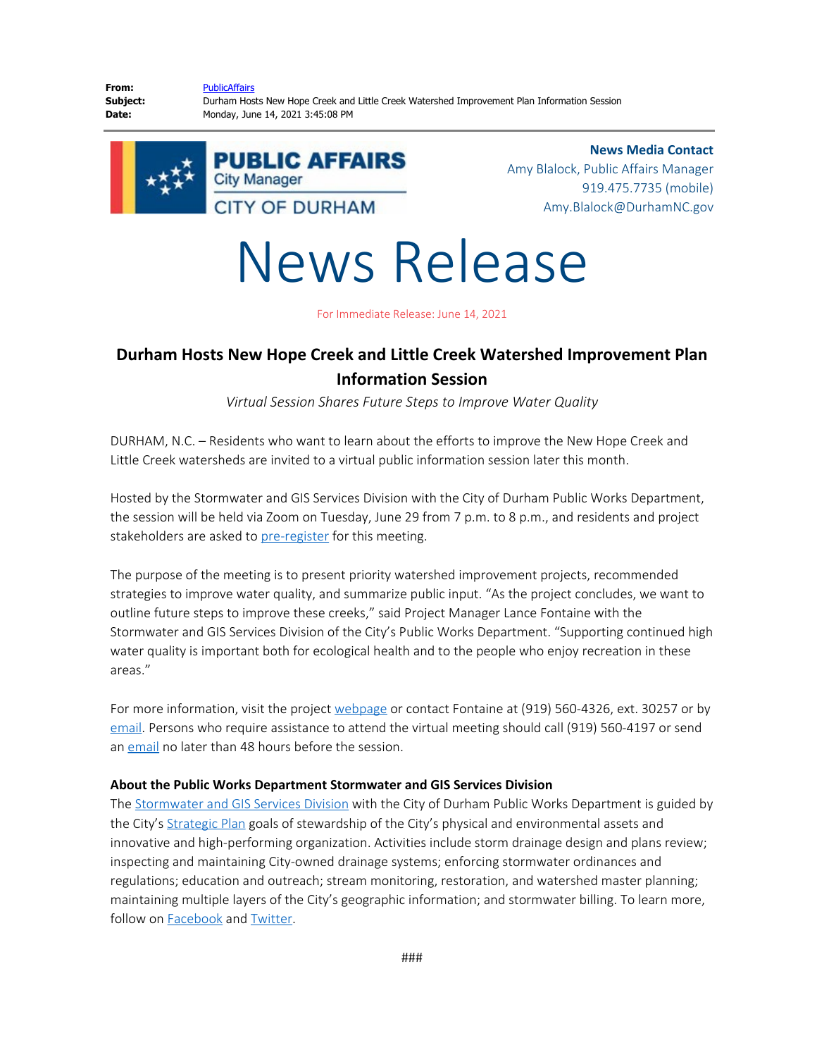**From:** PublicAffairs
**Subject:** Durham Hosts New Hope Creek and Little Creek Watershed Improvement Plan Information Session
**Date:** Monday, June 14, 2021 3:45:08 PM

PUBLIC AFFAIRS
City Manager
CITY OF DURHAM

**News Media Contact**
Amy Blalock, Public Affairs Manager
919.475.7735 (mobile)
Amy.Blalock@DurhamNC.gov

# News Release

For Immediate Release: June 14, 2021

## Durham Hosts New Hope Creek and Little Creek Watershed Improvement Plan Information Session

*Virtual Session Shares Future Steps to Improve Water Quality*

DURHAM, N.C. – Residents who want to learn about the efforts to improve the New Hope Creek and Little Creek watersheds are invited to a virtual public information session later this month.

Hosted by the Stormwater and GIS Services Division with the City of Durham Public Works Department, the session will be held via Zoom on Tuesday, June 29 from 7 p.m. to 8 p.m., and residents and project stakeholders are asked to pre-register for this meeting.

The purpose of the meeting is to present priority watershed improvement projects, recommended strategies to improve water quality, and summarize public input. "As the project concludes, we want to outline future steps to improve these creeks," said Project Manager Lance Fontaine with the Stormwater and GIS Services Division of the City's Public Works Department. "Supporting continued high water quality is important both for ecological health and to the people who enjoy recreation in these areas."

For more information, visit the project webpage or contact Fontaine at (919) 560-4326, ext. 30257 or by email. Persons who require assistance to attend the virtual meeting should call (919) 560-4197 or send an email no later than 48 hours before the session.

**About the Public Works Department Stormwater and GIS Services Division**
The Stormwater and GIS Services Division with the City of Durham Public Works Department is guided by the City's Strategic Plan goals of stewardship of the City's physical and environmental assets and innovative and high-performing organization. Activities include storm drainage design and plans review; inspecting and maintaining City-owned drainage systems; enforcing stormwater ordinances and regulations; education and outreach; stream monitoring, restoration, and watershed master planning; maintaining multiple layers of the City's geographic information; and stormwater billing. To learn more, follow on Facebook and Twitter.

###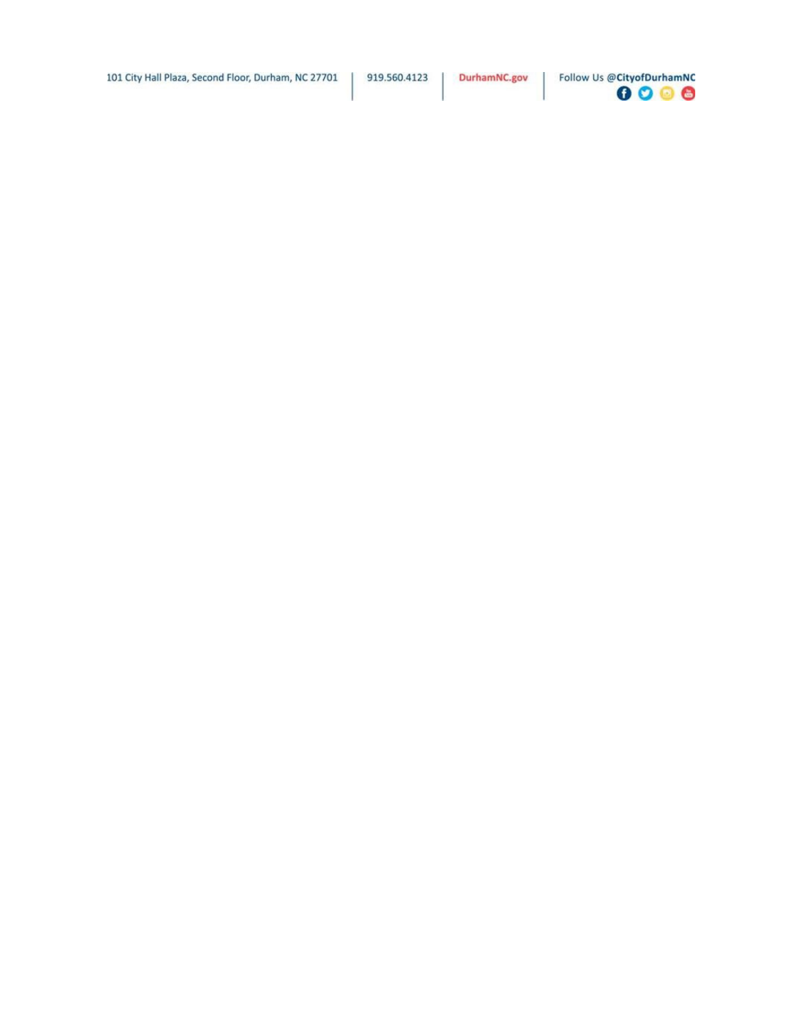101 City Hall Plaza, Second Floor, Durham, NC 27701 | 919.560.4123 | DurhamNC.gov | Follow Us @CityofDurhamNC